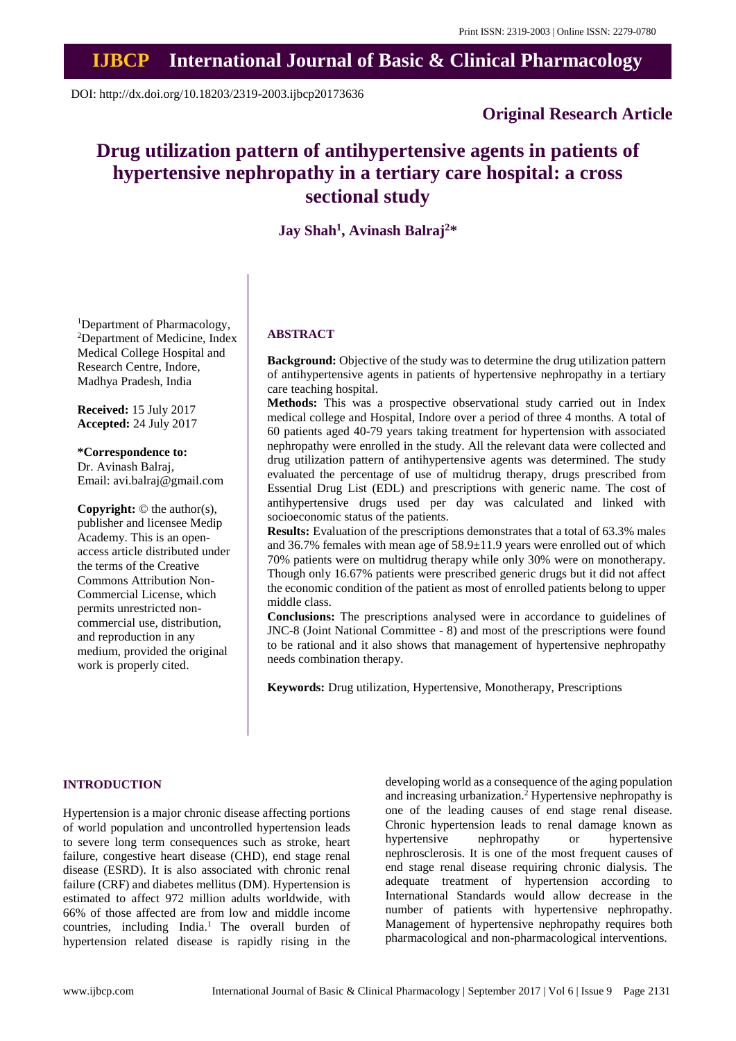DOI: http://dx.doi.org/10.18203/2319-2003.ijbcp20173636

**Original Research Article**

# Drug utilization pattern of antihypertensive agents in patients of hypertensive nephropathy in a tertiary care hospital: a cross sectional study

**Jay Shah[1], Avinash Balraj[2]***

[1]Department of Pharmacology, [2]Department of Medicine, Index Medical College Hospital and Research Centre, Indore, Madhya Pradesh, India

**Received:** 15 July 2017
**Accepted:** 24 July 2017

***Correspondence to:**
Dr. Avinash Balraj,
Email: avi.balraj@gmail.com

**Copyright:** © the author(s), publisher and licensee Medip Academy. This is an open-access article distributed under the terms of the Creative Commons Attribution Non-Commercial License, which permits unrestricted non-commercial use, distribution, and reproduction in any medium, provided the original work is properly cited.

## ABSTRACT

**Background:** Objective of the study was to determine the drug utilization pattern of antihypertensive agents in patients of hypertensive nephropathy in a tertiary care teaching hospital.

**Methods:** This was a prospective observational study carried out in Index medical college and Hospital, Indore over a period of three 4 months. A total of 60 patients aged 40-79 years taking treatment for hypertension with associated nephropathy were enrolled in the study. All the relevant data were collected and drug utilization pattern of antihypertensive agents was determined. The study evaluated the percentage of use of multidrug therapy, drugs prescribed from Essential Drug List (EDL) and prescriptions with generic name. The cost of antihypertensive drugs used per day was calculated and linked with socioeconomic status of the patients.

**Results:** Evaluation of the prescriptions demonstrates that a total of 63.3% males and 36.7% females with mean age of 58.9±11.9 years were enrolled out of which 70% patients were on multidrug therapy while only 30% were on monotherapy. Though only 16.67% patients were prescribed generic drugs but it did not affect the economic condition of the patient as most of enrolled patients belong to upper middle class.

**Conclusions:** The prescriptions analysed were in accordance to guidelines of JNC-8 (Joint National Committee - 8) and most of the prescriptions were found to be rational and it also shows that management of hypertensive nephropathy needs combination therapy.

**Keywords:** Drug utilization, Hypertensive, Monotherapy, Prescriptions

## INTRODUCTION

Hypertension is a major chronic disease affecting portions of world population and uncontrolled hypertension leads to severe long term consequences such as stroke, heart failure, congestive heart disease (CHD), end stage renal disease (ESRD). It is also associated with chronic renal failure (CRF) and diabetes mellitus (DM). Hypertension is estimated to affect 972 million adults worldwide, with 66% of those affected are from low and middle income countries, including India.[1] The overall burden of hypertension related disease is rapidly rising in the developing world as a consequence of the aging population and increasing urbanization.[2] Hypertensive nephropathy is one of the leading causes of end stage renal disease. Chronic hypertension leads to renal damage known as hypertensive nephropathy or hypertensive nephrosclerosis. It is one of the most frequent causes of end stage renal disease requiring chronic dialysis. The adequate treatment of hypertension according to International Standards would allow decrease in the number of patients with hypertensive nephropathy. Management of hypertensive nephropathy requires both pharmacological and non-pharmacological interventions.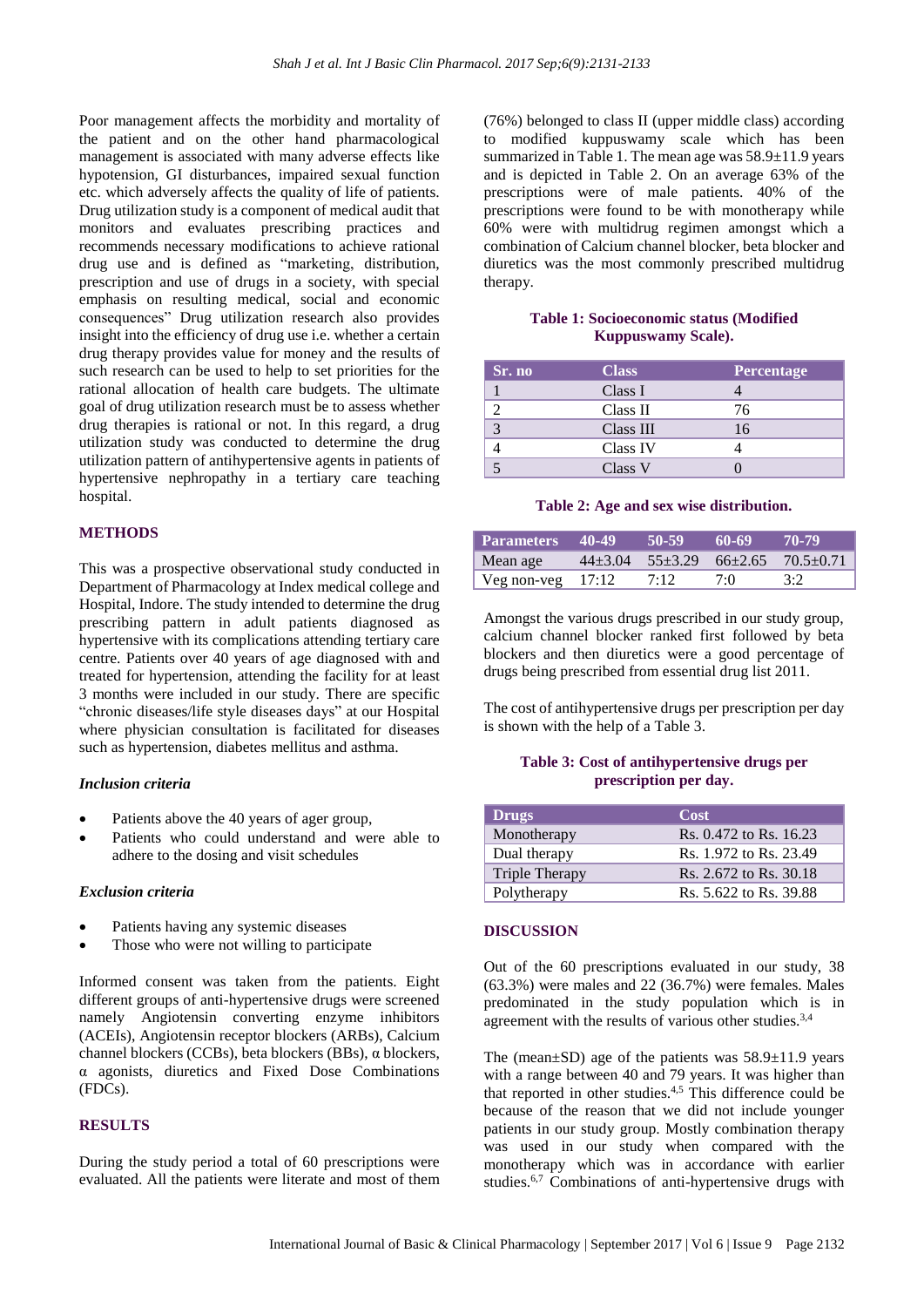Poor management affects the morbidity and mortality of the patient and on the other hand pharmacological management is associated with many adverse effects like hypotension, GI disturbances, impaired sexual function etc. which adversely affects the quality of life of patients. Drug utilization study is a component of medical audit that monitors and evaluates prescribing practices and recommends necessary modifications to achieve rational drug use and is defined as "marketing, distribution, prescription and use of drugs in a society, with special emphasis on resulting medical, social and economic consequences" Drug utilization research also provides insight into the efficiency of drug use i.e. whether a certain drug therapy provides value for money and the results of such research can be used to help to set priorities for the rational allocation of health care budgets. The ultimate goal of drug utilization research must be to assess whether drug therapies is rational or not. In this regard, a drug utilization study was conducted to determine the drug utilization pattern of antihypertensive agents in patients of hypertensive nephropathy in a tertiary care teaching hospital.

## METHODS

This was a prospective observational study conducted in Department of Pharmacology at Index medical college and Hospital, Indore. The study intended to determine the drug prescribing pattern in adult patients diagnosed as hypertensive with its complications attending tertiary care centre. Patients over 40 years of age diagnosed with and treated for hypertension, attending the facility for at least 3 months were included in our study. There are specific "chronic diseases/life style diseases days" at our Hospital where physician consultation is facilitated for diseases such as hypertension, diabetes mellitus and asthma.

### *Inclusion criteria*

- Patients above the 40 years of ager group,
- Patients who could understand and were able to adhere to the dosing and visit schedules

### *Exclusion criteria*

- Patients having any systemic diseases
- Those who were not willing to participate

Informed consent was taken from the patients. Eight different groups of anti-hypertensive drugs were screened namely Angiotensin converting enzyme inhibitors (ACEIs), Angiotensin receptor blockers (ARBs), Calcium channel blockers (CCBs), beta blockers (BBs), α blockers, α agonists, diuretics and Fixed Dose Combinations (FDCs).

## RESULTS

During the study period a total of 60 prescriptions were evaluated. All the patients were literate and most of them (76%) belonged to class II (upper middle class) according to modified kuppuswamy scale which has been summarized in Table 1. The mean age was 58.9±11.9 years and is depicted in Table 2. On an average 63% of the prescriptions were of male patients. 40% of the prescriptions were found to be with monotherapy while 60% were with multidrug regimen amongst which a combination of Calcium channel blocker, beta blocker and diuretics was the most commonly prescribed multidrug therapy.

**Table 1: Socioeconomic status (Modified Kuppuswamy Scale).**

| Sr. no | Class | Percentage |
|---|---|---|
| 1 | Class I | 4 |
| 2 | Class II | 76 |
| 3 | Class III | 16 |
| 4 | Class IV | 4 |
| 5 | Class V | 0 |

**Table 2: Age and sex wise distribution.**

| Parameters | 40-49 | 50-59 | 60-69 | 70-79 |
|---|---|---|---|---|
| Mean age | 44±3.04 | 55±3.29 | 66±2.65 | 70.5±0.71 |
| Veg non-veg | 17:12 | 7:12 | 7:0 | 3:2 |

Amongst the various drugs prescribed in our study group, calcium channel blocker ranked first followed by beta blockers and then diuretics were a good percentage of drugs being prescribed from essential drug list 2011.

The cost of antihypertensive drugs per prescription per day is shown with the help of a Table 3.

**Table 3: Cost of antihypertensive drugs per prescription per day.**

| Drugs | Cost |
|---|---|
| Monotherapy | Rs. 0.472 to Rs. 16.23 |
| Dual therapy | Rs. 1.972 to Rs. 23.49 |
| Triple Therapy | Rs. 2.672 to Rs. 30.18 |
| Polytherapy | Rs. 5.622 to Rs. 39.88 |

## DISCUSSION

Out of the 60 prescriptions evaluated in our study, 38 (63.3%) were males and 22 (36.7%) were females. Males predominated in the study population which is in agreement with the results of various other studies.[3,4]

The (mean±SD) age of the patients was 58.9±11.9 years with a range between 40 and 79 years. It was higher than that reported in other studies.[4,5] This difference could be because of the reason that we did not include younger patients in our study group. Mostly combination therapy was used in our study when compared with the monotherapy which was in accordance with earlier studies.[6,7] Combinations of anti-hypertensive drugs with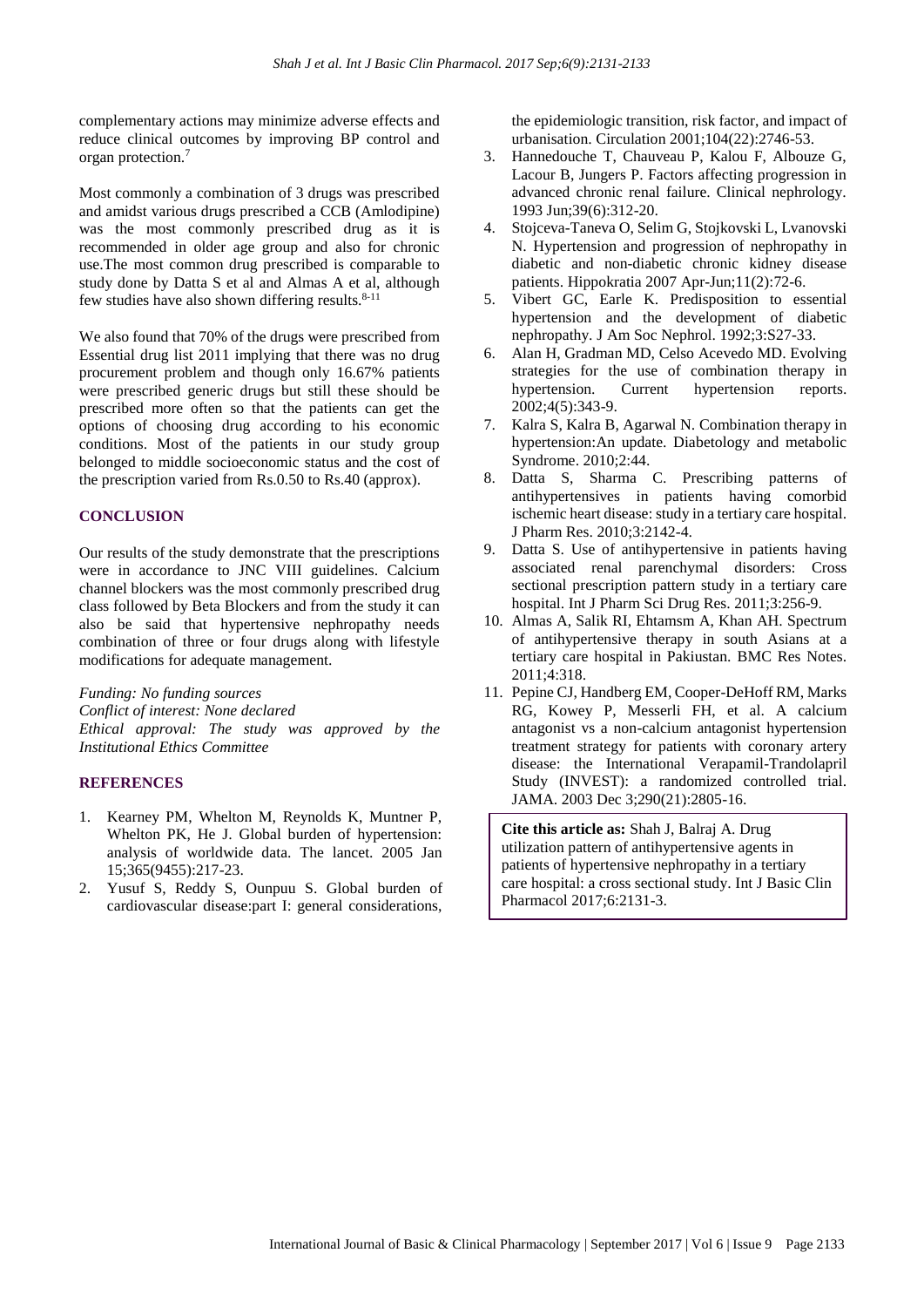complementary actions may minimize adverse effects and reduce clinical outcomes by improving BP control and organ protection.[7]

Most commonly a combination of 3 drugs was prescribed and amidst various drugs prescribed a CCB (Amlodipine) was the most commonly prescribed drug as it is recommended in older age group and also for chronic use.The most common drug prescribed is comparable to study done by Datta S et al and Almas A et al, although few studies have also shown differing results.[8-11]

We also found that 70% of the drugs were prescribed from Essential drug list 2011 implying that there was no drug procurement problem and though only 16.67% patients were prescribed generic drugs but still these should be prescribed more often so that the patients can get the options of choosing drug according to his economic conditions. Most of the patients in our study group belonged to middle socioeconomic status and the cost of the prescription varied from Rs.0.50 to Rs.40 (approx).

## CONCLUSION

Our results of the study demonstrate that the prescriptions were in accordance to JNC VIII guidelines. Calcium channel blockers was the most commonly prescribed drug class followed by Beta Blockers and from the study it can also be said that hypertensive nephropathy needs combination of three or four drugs along with lifestyle modifications for adequate management.

*Funding: No funding sources*
*Conflict of interest: None declared*
*Ethical approval: The study was approved by the Institutional Ethics Committee*

## REFERENCES

1. Kearney PM, Whelton M, Reynolds K, Muntner P, Whelton PK, He J. Global burden of hypertension: analysis of worldwide data. The lancet. 2005 Jan 15;365(9455):217-23.
2. Yusuf S, Reddy S, Ounpuu S. Global burden of cardiovascular disease:part I: general considerations, the epidemiologic transition, risk factor, and impact of urbanisation. Circulation 2001;104(22):2746-53.
3. Hannedouche T, Chauveau P, Kalou F, Albouze G, Lacour B, Jungers P. Factors affecting progression in advanced chronic renal failure. Clinical nephrology. 1993 Jun;39(6):312-20.
4. Stojceva-Taneva O, Selim G, Stojkovski L, Lvanovski N. Hypertension and progression of nephropathy in diabetic and non-diabetic chronic kidney disease patients. Hippokratia 2007 Apr-Jun;11(2):72-6.
5. Vibert GC, Earle K. Predisposition to essential hypertension and the development of diabetic nephropathy. J Am Soc Nephrol. 1992;3:S27-33.
6. Alan H, Gradman MD, Celso Acevedo MD. Evolving strategies for the use of combination therapy in hypertension. Current hypertension reports. 2002;4(5):343-9.
7. Kalra S, Kalra B, Agarwal N. Combination therapy in hypertension:An update. Diabetology and metabolic Syndrome. 2010;2:44.
8. Datta S, Sharma C. Prescribing patterns of antihypertensives in patients having comorbid ischemic heart disease: study in a tertiary care hospital. J Pharm Res. 2010;3:2142-4.
9. Datta S. Use of antihypertensive in patients having associated renal parenchymal disorders: Cross sectional prescription pattern study in a tertiary care hospital. Int J Pharm Sci Drug Res. 2011;3:256-9.
10. Almas A, Salik RI, Ehtamsm A, Khan AH. Spectrum of antihypertensive therapy in south Asians at a tertiary care hospital in Pakiustan. BMC Res Notes. 2011;4:318.
11. Pepine CJ, Handberg EM, Cooper-DeHoff RM, Marks RG, Kowey P, Messerli FH, et al. A calcium antagonist vs a non-calcium antagonist hypertension treatment strategy for patients with coronary artery disease: the International Verapamil-Trandolapril Study (INVEST): a randomized controlled trial. JAMA. 2003 Dec 3;290(21):2805-16.

**Cite this article as:** Shah J, Balraj A. Drug utilization pattern of antihypertensive agents in patients of hypertensive nephropathy in a tertiary care hospital: a cross sectional study. Int J Basic Clin Pharmacol 2017;6:2131-3.